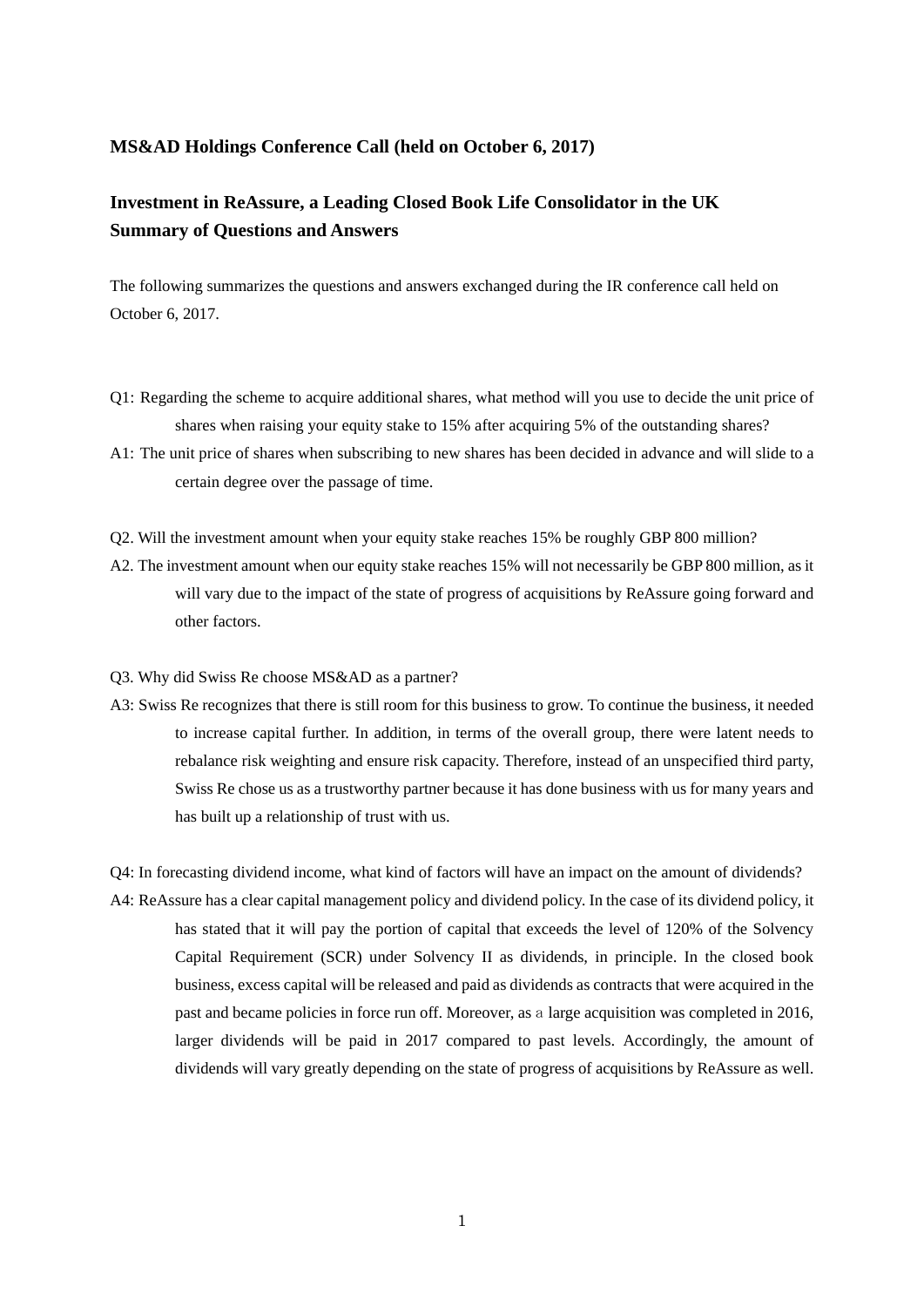**MS&AD Holdings Conference Call (held on October 6, 2017)**

## Investment in ReAssure, a Leading Closed Book Life Consolidator in the UK Summary of Questions and Answers

The following summarizes the questions and answers exchanged during the IR conference call held on October 6, 2017.

Q1: Regarding the scheme to acquire additional shares, what method will you use to decide the unit price of shares when raising your equity stake to 15% after acquiring 5% of the outstanding shares?

A1: The unit price of shares when subscribing to new shares has been decided in advance and will slide to a certain degree over the passage of time.

Q2. Will the investment amount when your equity stake reaches 15% be roughly GBP 800 million?

A2. The investment amount when our equity stake reaches 15% will not necessarily be GBP 800 million, as it will vary due to the impact of the state of progress of acquisitions by ReAssure going forward and other factors.

Q3. Why did Swiss Re choose MS&AD as a partner?

A3: Swiss Re recognizes that there is still room for this business to grow. To continue the business, it needed to increase capital further. In addition, in terms of the overall group, there were latent needs to rebalance risk weighting and ensure risk capacity. Therefore, instead of an unspecified third party, Swiss Re chose us as a trustworthy partner because it has done business with us for many years and has built up a relationship of trust with us.

Q4: In forecasting dividend income, what kind of factors will have an impact on the amount of dividends?

A4: ReAssure has a clear capital management policy and dividend policy. In the case of its dividend policy, it has stated that it will pay the portion of capital that exceeds the level of 120% of the Solvency Capital Requirement (SCR) under Solvency II as dividends, in principle. In the closed book business, excess capital will be released and paid as dividends as contracts that were acquired in the past and became policies in force run off. Moreover, as a large acquisition was completed in 2016, larger dividends will be paid in 2017 compared to past levels. Accordingly, the amount of dividends will vary greatly depending on the state of progress of acquisitions by ReAssure as well.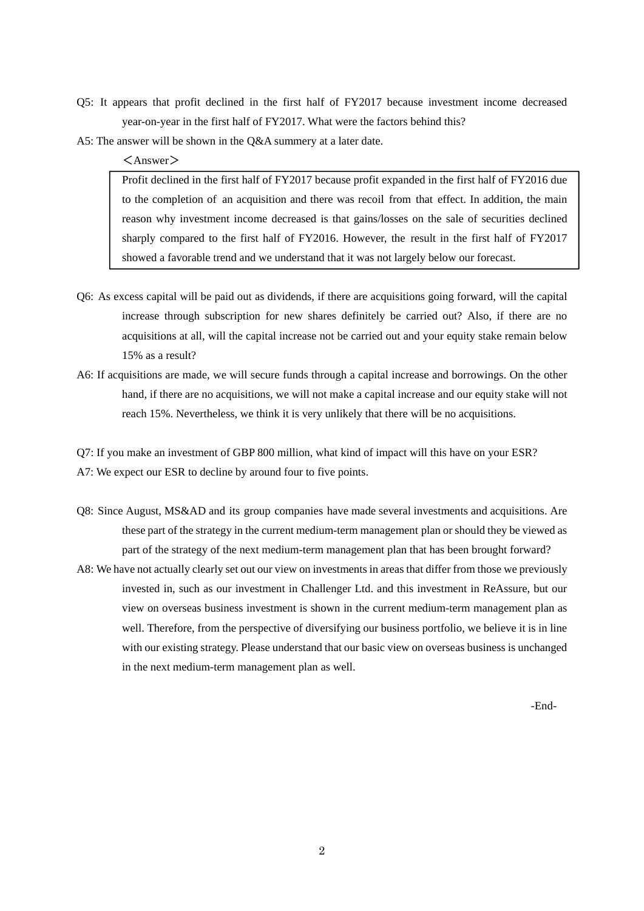Q5: It appears that profit declined in the first half of FY2017 because investment income decreased year-on-year in the first half of FY2017. What were the factors behind this?

A5: The answer will be shown in the Q&A summery at a later date.

＜Answer＞

> Profit declined in the first half of FY2017 because profit expanded in the first half of FY2016 due to the completion of an acquisition and there was recoil from that effect. In addition, the main reason why investment income decreased is that gains/losses on the sale of securities declined sharply compared to the first half of FY2016. However, the result in the first half of FY2017 showed a favorable trend and we understand that it was not largely below our forecast.

Q6: As excess capital will be paid out as dividends, if there are acquisitions going forward, will the capital increase through subscription for new shares definitely be carried out? Also, if there are no acquisitions at all, will the capital increase not be carried out and your equity stake remain below 15% as a result?

A6: If acquisitions are made, we will secure funds through a capital increase and borrowings. On the other hand, if there are no acquisitions, we will not make a capital increase and our equity stake will not reach 15%. Nevertheless, we think it is very unlikely that there will be no acquisitions.

Q7: If you make an investment of GBP 800 million, what kind of impact will this have on your ESR?

A7: We expect our ESR to decline by around four to five points.

Q8: Since August, MS&AD and its group companies have made several investments and acquisitions. Are these part of the strategy in the current medium-term management plan or should they be viewed as part of the strategy of the next medium-term management plan that has been brought forward?

A8: We have not actually clearly set out our view on investments in areas that differ from those we previously invested in, such as our investment in Challenger Ltd. and this investment in ReAssure, but our view on overseas business investment is shown in the current medium-term management plan as well. Therefore, from the perspective of diversifying our business portfolio, we believe it is in line with our existing strategy. Please understand that our basic view on overseas business is unchanged in the next medium-term management plan as well.

-End-